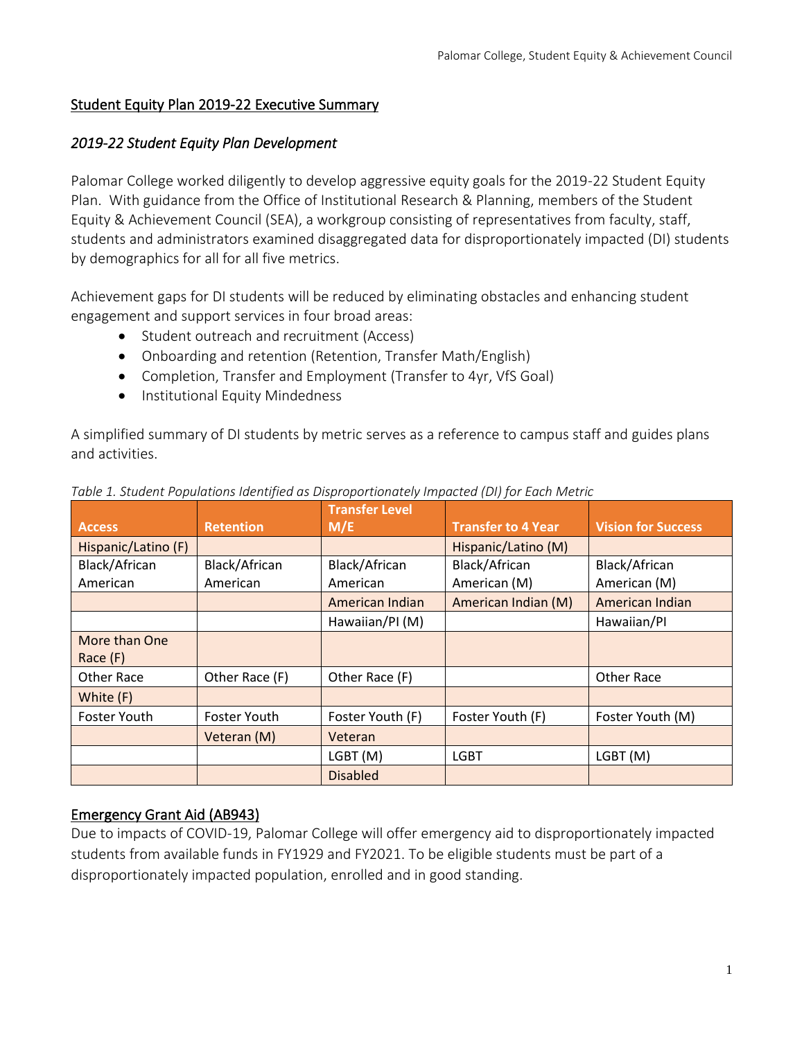## Student Equity Plan 2019-22 Executive Summary

### *2019-22 Student Equity Plan Development*

Palomar College worked diligently to develop aggressive equity goals for the 2019-22 Student Equity Plan. With guidance from the Office of Institutional Research & Planning, members of the Student Equity & Achievement Council (SEA), a workgroup consisting of representatives from faculty, staff, students and administrators examined disaggregated data for disproportionately impacted (DI) students by demographics for all for all five metrics.

Achievement gaps for DI students will be reduced by eliminating obstacles and enhancing student engagement and support services in four broad areas:

- Student outreach and recruitment (Access)
- Onboarding and retention (Retention, Transfer Math/English)
- Completion, Transfer and Employment (Transfer to 4yr, VfS Goal)
- Institutional Equity Mindedness

A simplified summary of DI students by metric serves as a reference to campus staff and guides plans and activities.

*Table 1. Student Populations Identified as Disproportionately Impacted (DI) for Each Metric*

| Access | Retention | Transfer Level M/E | Transfer to 4 Year | Vision for Success |
|---|---|---|---|---|
| Hispanic/Latino (F) | | | Hispanic/Latino (M) | |
| Black/African American | Black/African American | Black/African American | Black/African American (M) | Black/African American (M) |
| | | American Indian | American Indian (M) | American Indian |
| | | Hawaiian/PI (M) | | Hawaiian/PI |
| More than One Race (F) | | | | |
| Other Race | Other Race (F) | Other Race (F) | | Other Race |
| White (F) | | | | |
| Foster Youth | Foster Youth | Foster Youth (F) | Foster Youth (F) | Foster Youth (M) |
| | Veteran (M) | Veteran | | |
| | | LGBT (M) | LGBT | LGBT (M) |
| | | Disabled | | |

## Emergency Grant Aid (AB943)

Due to impacts of COVID-19, Palomar College will offer emergency aid to disproportionately impacted students from available funds in FY1929 and FY2021. To be eligible students must be part of a disproportionately impacted population, enrolled and in good standing.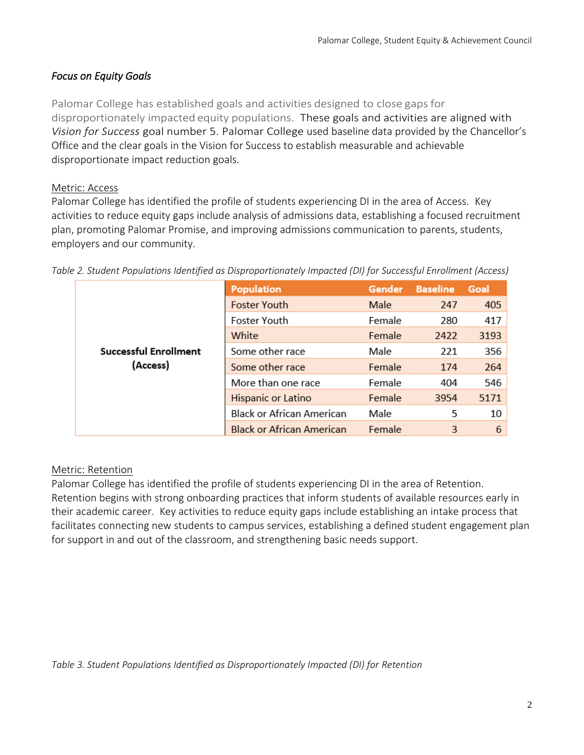### *Focus on Equity Goals*

Palomar College has established goals and activities designed to close gaps for disproportionately impacted equity populations. These goals and activities are aligned with *Vision for Success* goal number 5. Palomar College used baseline data provided by the Chancellor's Office and the clear goals in the Vision for Success to establish measurable and achievable disproportionate impact reduction goals.

Metric: Access

Palomar College has identified the profile of students experiencing DI in the area of Access. Key activities to reduce equity gaps include analysis of admissions data, establishing a focused recruitment plan, promoting Palomar Promise, and improving admissions communication to parents, students, employers and our community.

*Table 2. Student Populations Identified as Disproportionately Impacted (DI) for Successful Enrollment (Access)*

| | Population | Gender | Baseline | Goal |
|---|---|---|---|---|
| **Successful Enrollment (Access)** | Foster Youth | Male | 247 | 405 |
| | Foster Youth | Female | 280 | 417 |
| | White | Female | 2422 | 3193 |
| | Some other race | Male | 221 | 356 |
| | Some other race | Female | 174 | 264 |
| | More than one race | Female | 404 | 546 |
| | Hispanic or Latino | Female | 3954 | 5171 |
| | Black or African American | Male | 5 | 10 |
| | Black or African American | Female | 3 | 6 |

Metric: Retention

Palomar College has identified the profile of students experiencing DI in the area of Retention. Retention begins with strong onboarding practices that inform students of available resources early in their academic career. Key activities to reduce equity gaps include establishing an intake process that facilitates connecting new students to campus services, establishing a defined student engagement plan for support in and out of the classroom, and strengthening basic needs support.

*Table 3. Student Populations Identified as Disproportionately Impacted (DI) for Retention*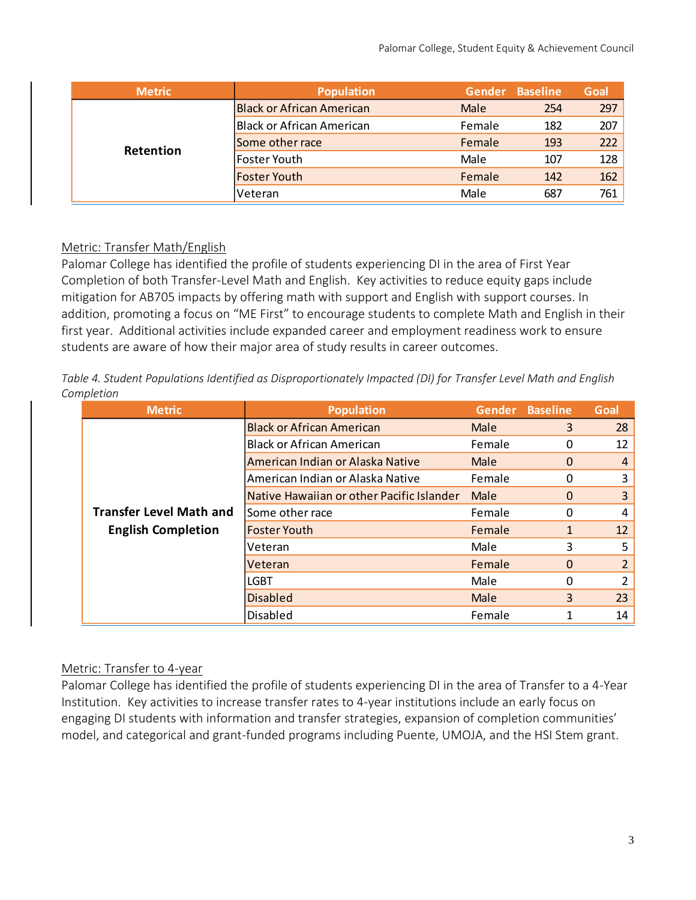| Metric | Population | Gender | Baseline | Goal |
|---|---|---|---|---|
| **Retention** | Black or African American | Male | 254 | 297 |
| | Black or African American | Female | 182 | 207 |
| | Some other race | Female | 193 | 222 |
| | Foster Youth | Male | 107 | 128 |
| | Foster Youth | Female | 142 | 162 |
| | Veteran | Male | 687 | 761 |

Metric: Transfer Math/English

Palomar College has identified the profile of students experiencing DI in the area of First Year Completion of both Transfer-Level Math and English. Key activities to reduce equity gaps include mitigation for AB705 impacts by offering math with support and English with support courses. In addition, promoting a focus on "ME First" to encourage students to complete Math and English in their first year. Additional activities include expanded career and employment readiness work to ensure students are aware of how their major area of study results in career outcomes.

*Table 4. Student Populations Identified as Disproportionately Impacted (DI) for Transfer Level Math and English Completion*

| Metric | Population | Gender | Baseline | Goal |
|---|---|---|---|---|
| **Transfer Level Math and English Completion** | Black or African American | Male | 3 | 28 |
| | Black or African American | Female | 0 | 12 |
| | American Indian or Alaska Native | Male | 0 | 4 |
| | American Indian or Alaska Native | Female | 0 | 3 |
| | Native Hawaiian or other Pacific Islander | Male | 0 | 3 |
| | Some other race | Female | 0 | 4 |
| | Foster Youth | Female | 1 | 12 |
| | Veteran | Male | 3 | 5 |
| | Veteran | Female | 0 | 2 |
| | LGBT | Male | 0 | 2 |
| | Disabled | Male | 3 | 23 |
| | Disabled | Female | 1 | 14 |

Metric: Transfer to 4-year

Palomar College has identified the profile of students experiencing DI in the area of Transfer to a 4-Year Institution. Key activities to increase transfer rates to 4-year institutions include an early focus on engaging DI students with information and transfer strategies, expansion of completion communities' model, and categorical and grant-funded programs including Puente, UMOJA, and the HSI Stem grant.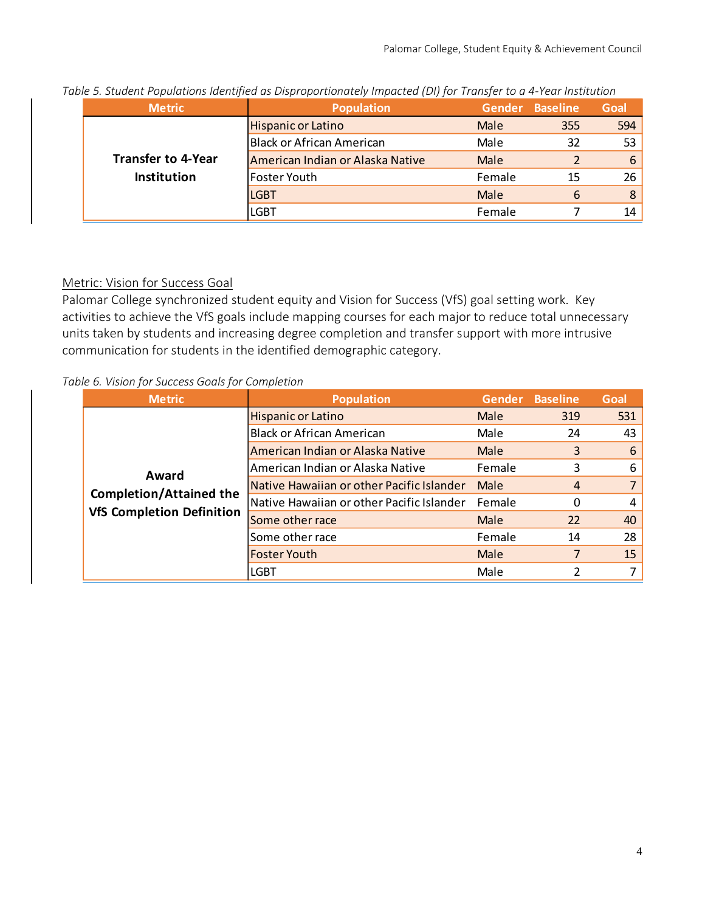*Table 5. Student Populations Identified as Disproportionately Impacted (DI) for Transfer to a 4-Year Institution*

| Metric | Population | Gender | Baseline | Goal |
|---|---|---|---|---|
| **Transfer to 4-Year Institution** | Hispanic or Latino | Male | 355 | 594 |
| | Black or African American | Male | 32 | 53 |
| | American Indian or Alaska Native | Male | 2 | 6 |
| | Foster Youth | Female | 15 | 26 |
| | LGBT | Male | 6 | 8 |
| | LGBT | Female | 7 | 14 |

Metric: Vision for Success Goal

Palomar College synchronized student equity and Vision for Success (VfS) goal setting work. Key activities to achieve the VfS goals include mapping courses for each major to reduce total unnecessary units taken by students and increasing degree completion and transfer support with more intrusive communication for students in the identified demographic category.

*Table 6. Vision for Success Goals for Completion*

| Metric | Population | Gender | Baseline | Goal |
|---|---|---|---|---|
| **Award Completion/Attained the VfS Completion Definition** | Hispanic or Latino | Male | 319 | 531 |
| | Black or African American | Male | 24 | 43 |
| | American Indian or Alaska Native | Male | 3 | 6 |
| | American Indian or Alaska Native | Female | 3 | 6 |
| | Native Hawaiian or other Pacific Islander | Male | 4 | 7 |
| | Native Hawaiian or other Pacific Islander | Female | 0 | 4 |
| | Some other race | Male | 22 | 40 |
| | Some other race | Female | 14 | 28 |
| | Foster Youth | Male | 7 | 15 |
| | LGBT | Male | 2 | 7 |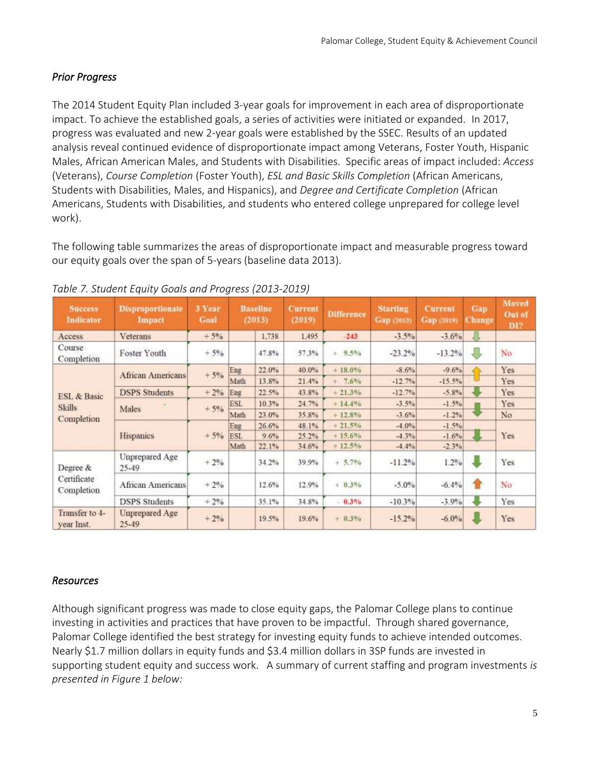*Prior Progress*

The 2014 Student Equity Plan included 3-year goals for improvement in each area of disproportionate impact. To achieve the established goals, a series of activities were initiated or expanded. In 2017, progress was evaluated and new 2-year goals were established by the SSEC. Results of an updated analysis reveal continued evidence of disproportionate impact among Veterans, Foster Youth, Hispanic Males, African American Males, and Students with Disabilities. Specific areas of impact included: *Access* (Veterans), *Course Completion* (Foster Youth), *ESL and Basic Skills Completion* (African Americans, Students with Disabilities, Males, and Hispanics), and *Degree and Certificate Completion* (African Americans, Students with Disabilities, and students who entered college unprepared for college level work).

The following table summarizes the areas of disproportionate impact and measurable progress toward our equity goals over the span of 5-years (baseline data 2013).

*Table 7. Student Equity Goals and Progress (2013-2019)*

| Success Indicator | Disproportionate Impact | 3 Year Goal | Baseline (2013) | | Current (2019) | Difference | Starting Gap (2013) | Current Gap (2019) | Gap Change | Moved Out of DI? |
|---|---|---|---|---|---|---|---|---|---|---|
| Access | Veterans | + 5% | | 1,738 | 1,495 | -243 | -3.5% | -3.6% | ↓ | |
| Course Completion | Foster Youth | + 5% | | 47.8% | 57.3% | + 9.5% | -23.2% | -13.2% | ↓ | No |
| ESL & Basic Skills Completion | African Americans | + 5% | Eng | 22.0% | 40.0% | + 18.0% | -8.6% | -9.6% | ↑ | Yes |
| | | | Math | 13.8% | 21.4% | + 7.6% | -12.7% | -15.5% | | Yes |
| | DSPS Students | + 2% | Eng | 22.5% | 43.8% | + 21.3% | -12.7% | -5.8% | ↓ | Yes |
| | Males | + 5% | ESL | 10.3% | 24.7% | + 14.4% | -3.5% | -1.5% | ↓ | Yes |
| | | | Math | 23.0% | 35.8% | + 12.8% | -3.6% | -1.2% | | No |
| | Hispanics | + 5% | Eng | 26.6% | 48.1% | + 21.5% | -4.0% | -1.5% | ↓ | Yes |
| | | | ESL | 9.6% | 25.2% | + 15.6% | -4.3% | -1.6% | | |
| | | | Math | 22.1% | 34.6% | + 12.5% | -4.4% | -2.3% | | |
| Degree & Certificate Completion | Unprepared Age 25-49 | + 2% | | 34.2% | 39.9% | + 5.7% | -11.2% | 1.2% | ↓ | Yes |
| | African Americans | + 2% | | 12.6% | 12.9% | + 0.3% | -5.0% | -6.4% | ↑ | No |
| | DSPS Students | + 2% | | 35.1% | 34.8% | - 0.3% | -10.3% | -3.9% | ↓ | Yes |
| Transfer to 4-year Inst. | Unprepared Age 25-49 | + 2% | | 19.5% | 19.6% | + 0.3% | -15.2% | -6.0% | ↓ | Yes |

*Resources*

Although significant progress was made to close equity gaps, the Palomar College plans to continue investing in activities and practices that have proven to be impactful. Through shared governance, Palomar College identified the best strategy for investing equity funds to achieve intended outcomes. Nearly $1.7 million dollars in equity funds and $3.4 million dollars in 3SP funds are invested in supporting student equity and success work. A summary of current staffing and program investments *is presented in Figure 1 below:*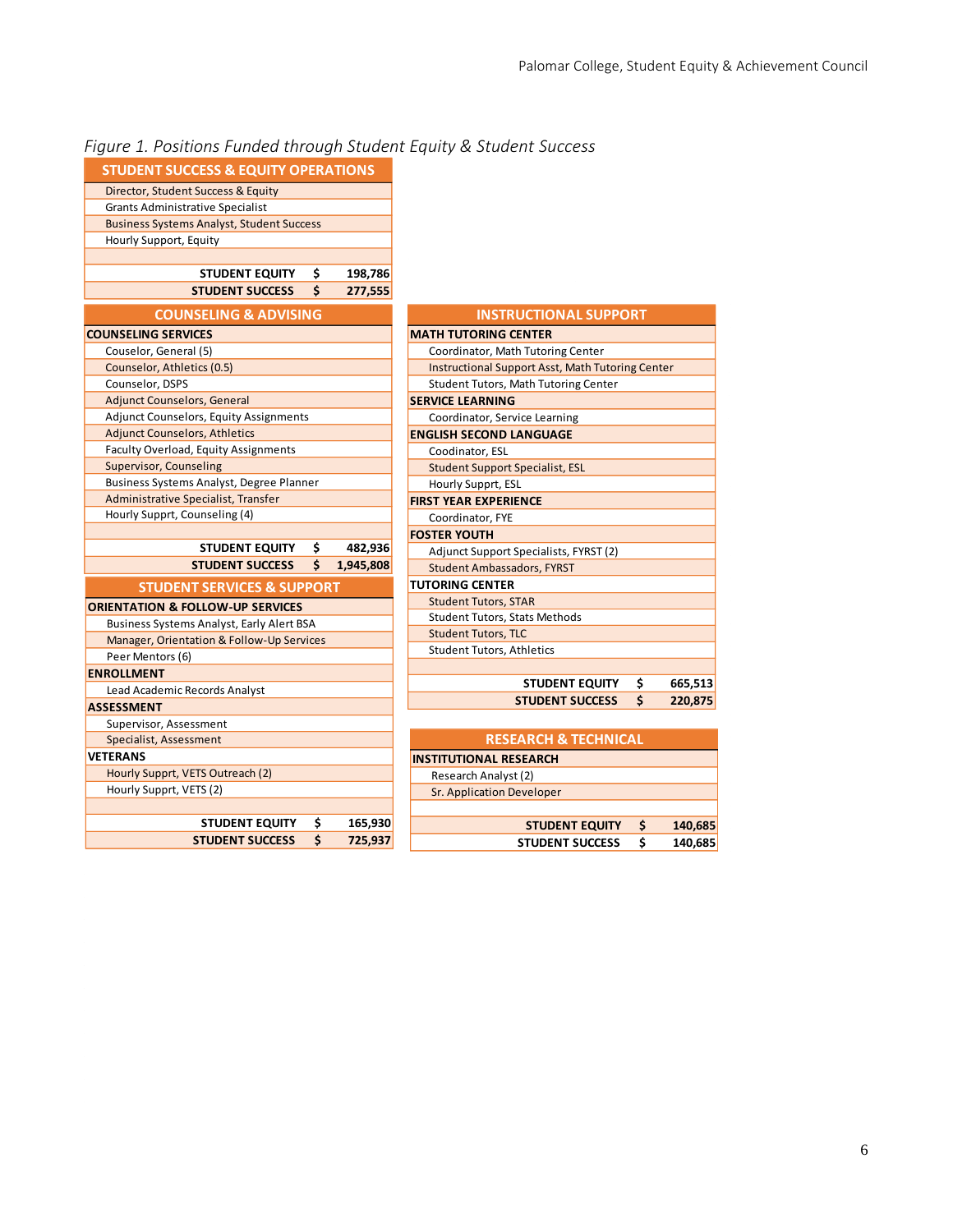*Figure 1. Positions Funded through Student Equity & Student Success*

| STUDENT SUCCESS & EQUITY OPERATIONS | | |
|---|---|---|
| Director, Student Success & Equity | | |
| Grants Administrative Specialist | | |
| Business Systems Analyst, Student Success | | |
| Hourly Support, Equity | | |
| | | |
| **STUDENT EQUITY** | **$** | **198,786** |
| **STUDENT SUCCESS** | **$** | **277,555** |

| COUNSELING & ADVISING | | |
|---|---|---|
| **COUNSELING SERVICES** | | |
| Couselor, General (5) | | |
| Counselor, Athletics (0.5) | | |
| Counselor, DSPS | | |
| Adjunct Counselors, General | | |
| Adjunct Counselors, Equity Assignments | | |
| Adjunct Counselors, Athletics | | |
| Faculty Overload, Equity Assignments | | |
| Supervisor, Counseling | | |
| Business Systems Analyst, Degree Planner | | |
| Administrative Specialist, Transfer | | |
| Hourly Supprt, Counseling (4) | | |
| | | |
| **STUDENT EQUITY** | **$** | **482,936** |
| **STUDENT SUCCESS** | **$** | **1,945,808** |

| STUDENT SERVICES & SUPPORT | | |
|---|---|---|
| **ORIENTATION & FOLLOW-UP SERVICES** | | |
| Business Systems Analyst, Early Alert BSA | | |
| Manager, Orientation & Follow-Up Services | | |
| Peer Mentors (6) | | |
| **ENROLLMENT** | | |
| Lead Academic Records Analyst | | |
| **ASSESSMENT** | | |
| Supervisor, Assessment | | |
| Specialist, Assessment | | |
| **VETERANS** | | |
| Hourly Supprt, VETS Outreach (2) | | |
| Hourly Supprt, VETS (2) | | |
| | | |
| **STUDENT EQUITY** | **$** | **165,930** |
| **STUDENT SUCCESS** | **$** | **725,937** |

| INSTRUCTIONAL SUPPORT | | |
|---|---|---|
| **MATH TUTORING CENTER** | | |
| Coordinator, Math Tutoring Center | | |
| Instructional Support Asst, Math Tutoring Center | | |
| Student Tutors, Math Tutoring Center | | |
| **SERVICE LEARNING** | | |
| Coordinator, Service Learning | | |
| **ENGLISH SECOND LANGUAGE** | | |
| Coodinator, ESL | | |
| Student Support Specialist, ESL | | |
| Hourly Supprt, ESL | | |
| **FIRST YEAR EXPERIENCE** | | |
| Coordinator, FYE | | |
| **FOSTER YOUTH** | | |
| Adjunct Support Specialists, FYRST (2) | | |
| Student Ambassadors, FYRST | | |
| **TUTORING CENTER** | | |
| Student Tutors, STAR | | |
| Student Tutors, Stats Methods | | |
| Student Tutors, TLC | | |
| Student Tutors, Athletics | | |
| | | |
| **STUDENT EQUITY** | **$** | **665,513** |
| **STUDENT SUCCESS** | **$** | **220,875** |

| RESEARCH & TECHNICAL | | |
|---|---|---|
| **INSTITUTIONAL RESEARCH** | | |
| Research Analyst (2) | | |
| Sr. Application Developer | | |
| | | |
| **STUDENT EQUITY** | **$** | **140,685** |
| **STUDENT SUCCESS** | **$** | **140,685** |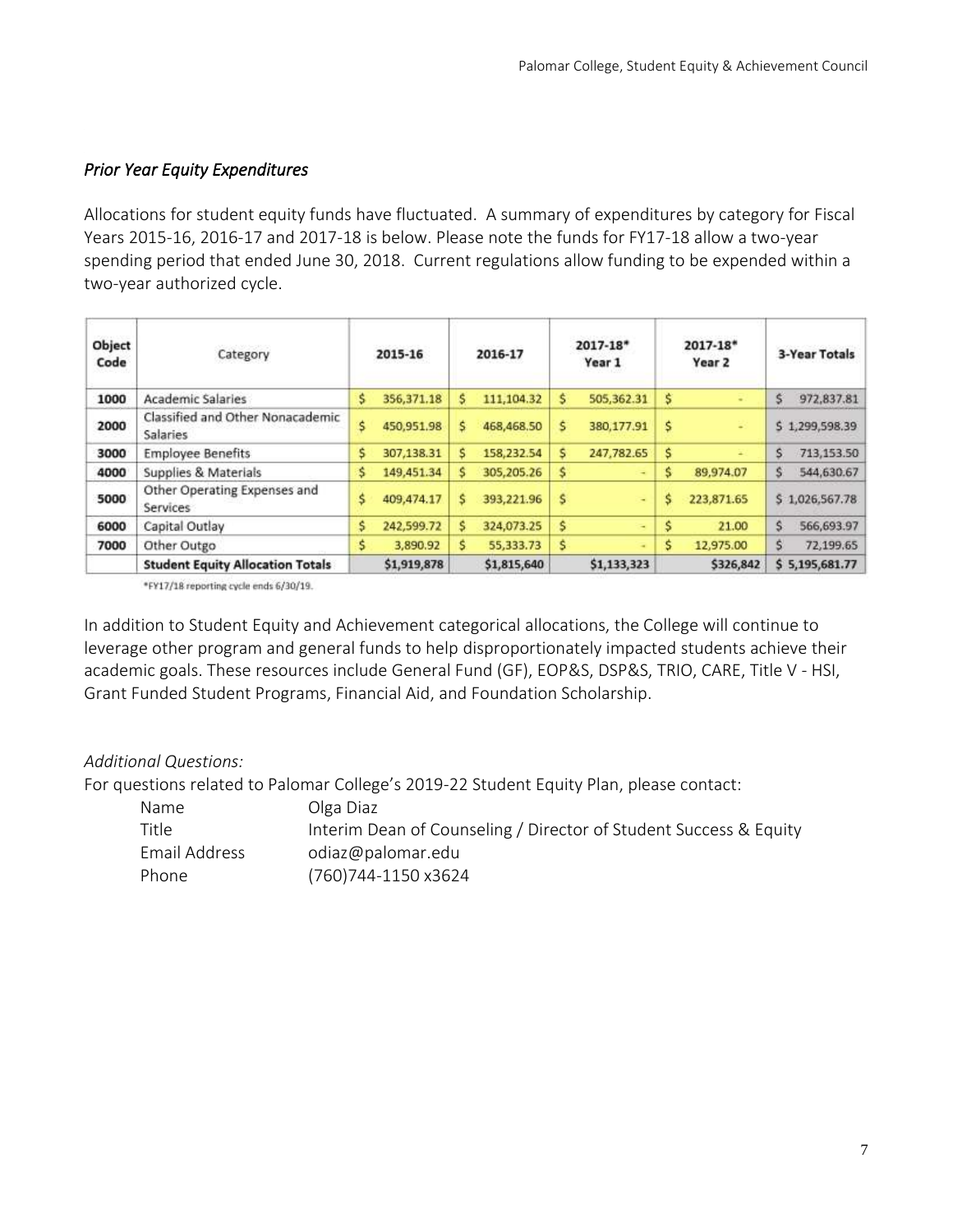*Prior Year Equity Expenditures*

Allocations for student equity funds have fluctuated. A summary of expenditures by category for Fiscal Years 2015-16, 2016-17 and 2017-18 is below. Please note the funds for FY17-18 allow a two-year spending period that ended June 30, 2018. Current regulations allow funding to be expended within a two-year authorized cycle.

| Object Code | Category | 2015-16 | 2016-17 | 2017-18* Year 1 | 2017-18* Year 2 | 3-Year Totals |
|---|---|---|---|---|---|---|
| 1000 | Academic Salaries | $ 356,371.18 | $ 111,104.32 | $ 505,362.31 | $ - | $ 972,837.81 |
| 2000 | Classified and Other Nonacademic Salaries | $ 450,951.98 | $ 468,468.50 | $ 380,177.91 | $ - | $ 1,299,598.39 |
| 3000 | Employee Benefits | $ 307,138.31 | $ 158,232.54 | $ 247,782.65 | $ - | $ 713,153.50 |
| 4000 | Supplies & Materials | $ 149,451.34 | $ 305,205.26 | $ - | $ 89,974.07 | $ 544,630.67 |
| 5000 | Other Operating Expenses and Services | $ 409,474.17 | $ 393,221.96 | $ - | $ 223,871.65 | $ 1,026,567.78 |
| 6000 | Capital Outlay | $ 242,599.72 | $ 324,073.25 | $ - | $ 21.00 | $ 566,693.97 |
| 7000 | Other Outgo | $ 3,890.92 | $ 55,333.73 | $ - | $ 12,975.00 | $ 72,199.65 |
| | **Student Equity Allocation Totals** | $1,919,878 | $1,815,640 | $1,133,323 | $326,842 | $ 5,195,681.77 |

*FY17/18 reporting cycle ends 6/30/19.

In addition to Student Equity and Achievement categorical allocations, the College will continue to leverage other program and general funds to help disproportionately impacted students achieve their academic goals. These resources include General Fund (GF), EOP&S, DSP&S, TRIO, CARE, Title V - HSI, Grant Funded Student Programs, Financial Aid, and Foundation Scholarship.

*Additional Questions:*

For questions related to Palomar College's 2019-22 Student Equity Plan, please contact:

| | |
|---|---|
| Name | Olga Diaz |
| Title | Interim Dean of Counseling / Director of Student Success & Equity |
| Email Address | odiaz@palomar.edu |
| Phone | (760)744-1150 x3624 |